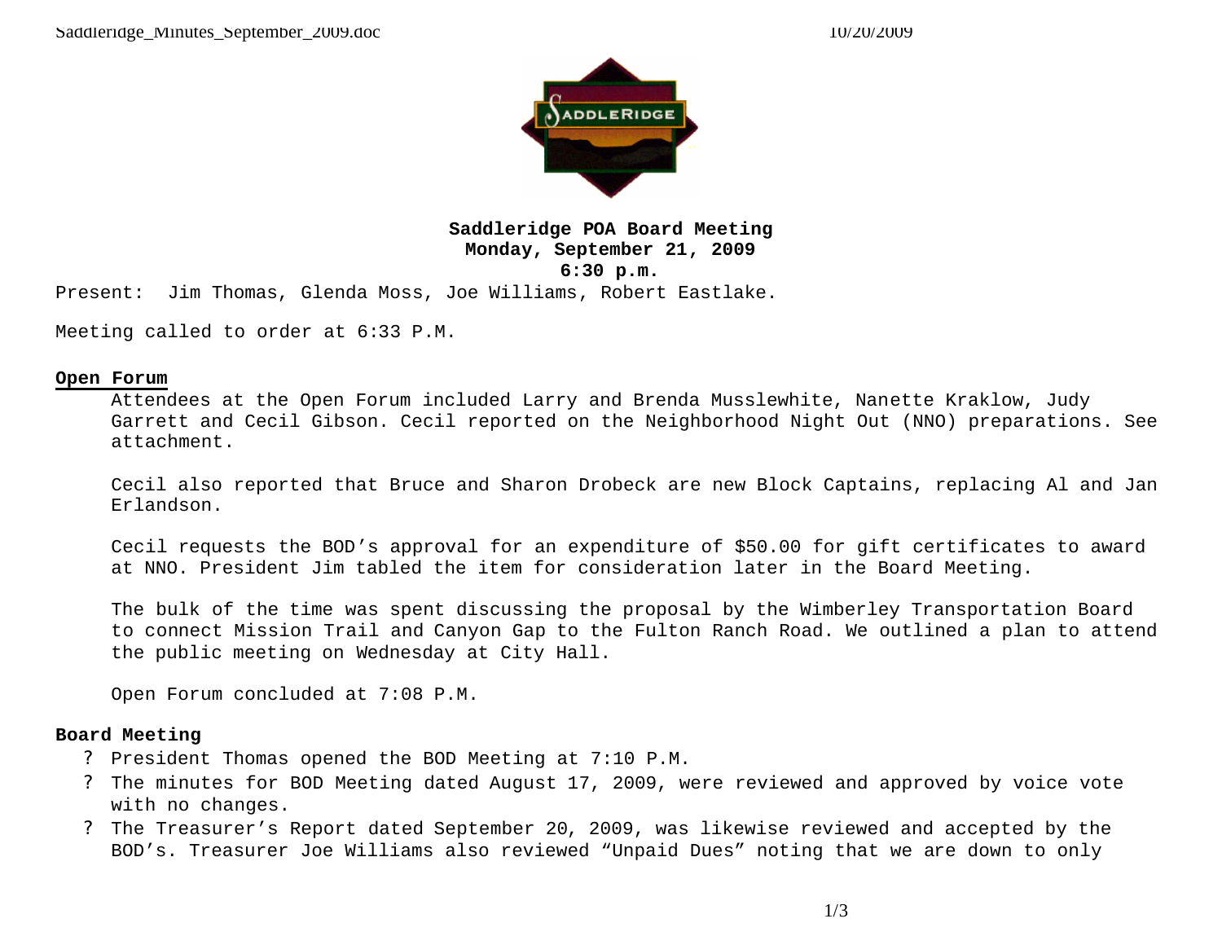**Saddleridge POA Board Meeting**
**Monday, September 21, 2009**
**6:30 p.m.**

Present: Jim Thomas, Glenda Moss, Joe Williams, Robert Eastlake.

Meeting called to order at 6:33 P.M.

## Open Forum

Attendees at the Open Forum included Larry and Brenda Musslewhite, Nanette Kraklow, Judy Garrett and Cecil Gibson. Cecil reported on the Neighborhood Night Out (NNO) preparations. See attachment.

Cecil also reported that Bruce and Sharon Drobeck are new Block Captains, replacing Al and Jan Erlandson.

Cecil requests the BOD's approval for an expenditure of $50.00 for gift certificates to award at NNO. President Jim tabled the item for consideration later in the Board Meeting.

The bulk of the time was spent discussing the proposal by the Wimberley Transportation Board to connect Mission Trail and Canyon Gap to the Fulton Ranch Road. We outlined a plan to attend the public meeting on Wednesday at City Hall.

Open Forum concluded at 7:08 P.M.

## Board Meeting

- President Thomas opened the BOD Meeting at 7:10 P.M.
- The minutes for BOD Meeting dated August 17, 2009, were reviewed and approved by voice vote with no changes.
- The Treasurer's Report dated September 20, 2009, was likewise reviewed and accepted by the BOD's. Treasurer Joe Williams also reviewed "Unpaid Dues" noting that we are down to only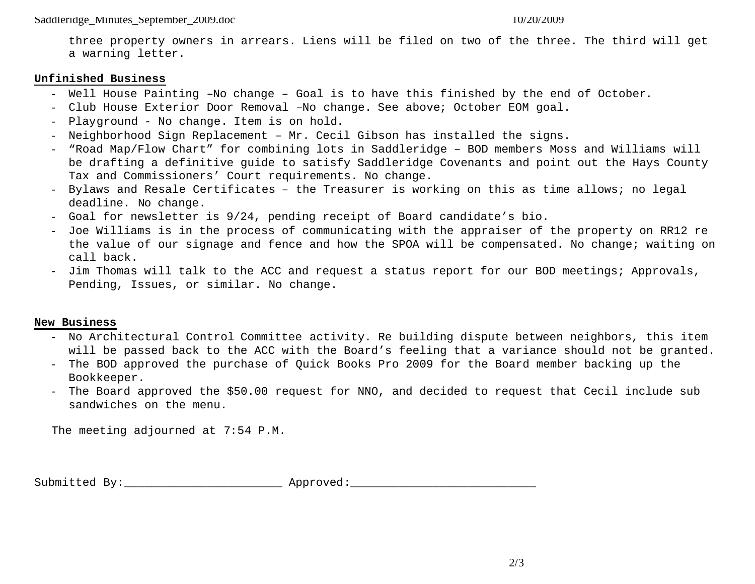three property owners in arrears. Liens will be filed on two of the three. The third will get a warning letter.

**Unfinished Business**

- Well House Painting –No change – Goal is to have this finished by the end of October.
- Club House Exterior Door Removal –No change. See above; October EOM goal.
- Playground - No change. Item is on hold.
- Neighborhood Sign Replacement – Mr. Cecil Gibson has installed the signs.
- “Road Map/Flow Chart” for combining lots in Saddleridge – BOD members Moss and Williams will be drafting a definitive guide to satisfy Saddleridge Covenants and point out the Hays County Tax and Commissioners’ Court requirements. No change.
- Bylaws and Resale Certificates – the Treasurer is working on this as time allows; no legal deadline. No change.
- Goal for newsletter is 9/24, pending receipt of Board candidate’s bio.
- Joe Williams is in the process of communicating with the appraiser of the property on RR12 re the value of our signage and fence and how the SPOA will be compensated. No change; waiting on call back.
- Jim Thomas will talk to the ACC and request a status report for our BOD meetings; Approvals, Pending, Issues, or similar. No change.

**New Business**

- No Architectural Control Committee activity. Re building dispute between neighbors, this item will be passed back to the ACC with the Board’s feeling that a variance should not be granted.
- The BOD approved the purchase of Quick Books Pro 2009 for the Board member backing up the Bookkeeper.
- The Board approved the $50.00 request for NNO, and decided to request that Cecil include sub sandwiches on the menu.

The meeting adjourned at 7:54 P.M.

Submitted By:_______________________ Approved:___________________________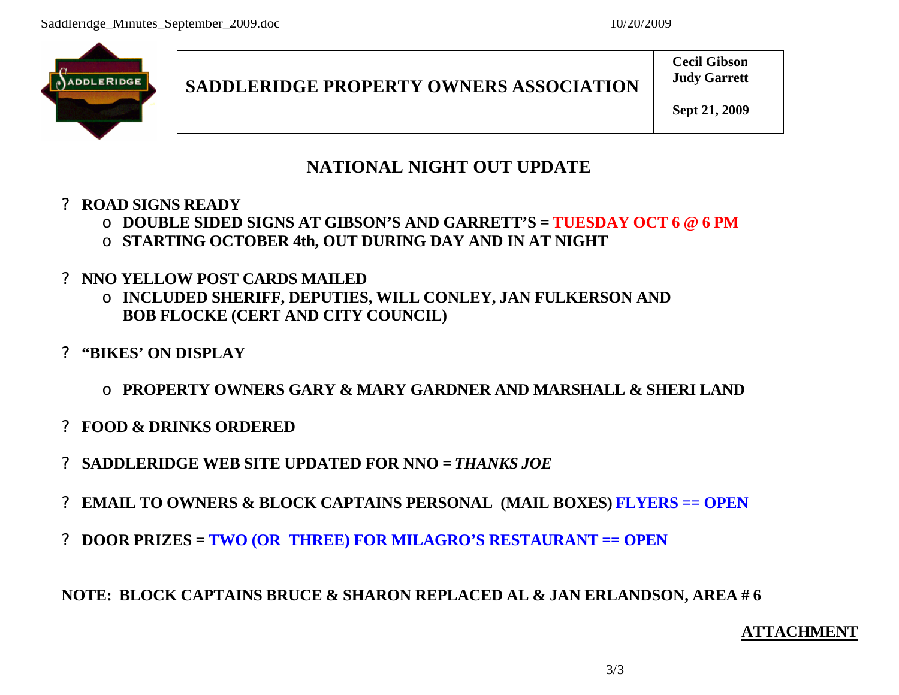| SADDLERIDGE PROPERTY OWNERS ASSOCIATION | **Cecil Gibson**<br>**Judy Garrett**<br><br>**Sept 21, 2009** |
|---|---|

## NATIONAL NIGHT OUT UPDATE

- **ROAD SIGNS READY**
  - **DOUBLE SIDED SIGNS AT GIBSON'S AND GARRETT'S = TUESDAY OCT 6 @ 6 PM**
  - **STARTING OCTOBER 4th, OUT DURING DAY AND IN AT NIGHT**
- **NNO YELLOW POST CARDS MAILED**
  - **INCLUDED SHERIFF, DEPUTIES, WILL CONLEY, JAN FULKERSON AND BOB FLOCKE (CERT AND CITY COUNCIL)**
- **"BIKES' ON DISPLAY**
  - **PROPERTY OWNERS GARY & MARY GARDNER AND MARSHALL & SHERI LAND**
- **FOOD & DRINKS ORDERED**
- **SADDLERIDGE WEB SITE UPDATED FOR NNO = *THANKS JOE***
- **EMAIL TO OWNERS & BLOCK CAPTAINS PERSONAL (MAIL BOXES) FLYERS == OPEN**
- **DOOR PRIZES = TWO (OR THREE) FOR MILAGRO'S RESTAURANT == OPEN**

**NOTE: BLOCK CAPTAINS BRUCE & SHARON REPLACED AL & JAN ERLANDSON, AREA # 6**

**ATTACHMENT**